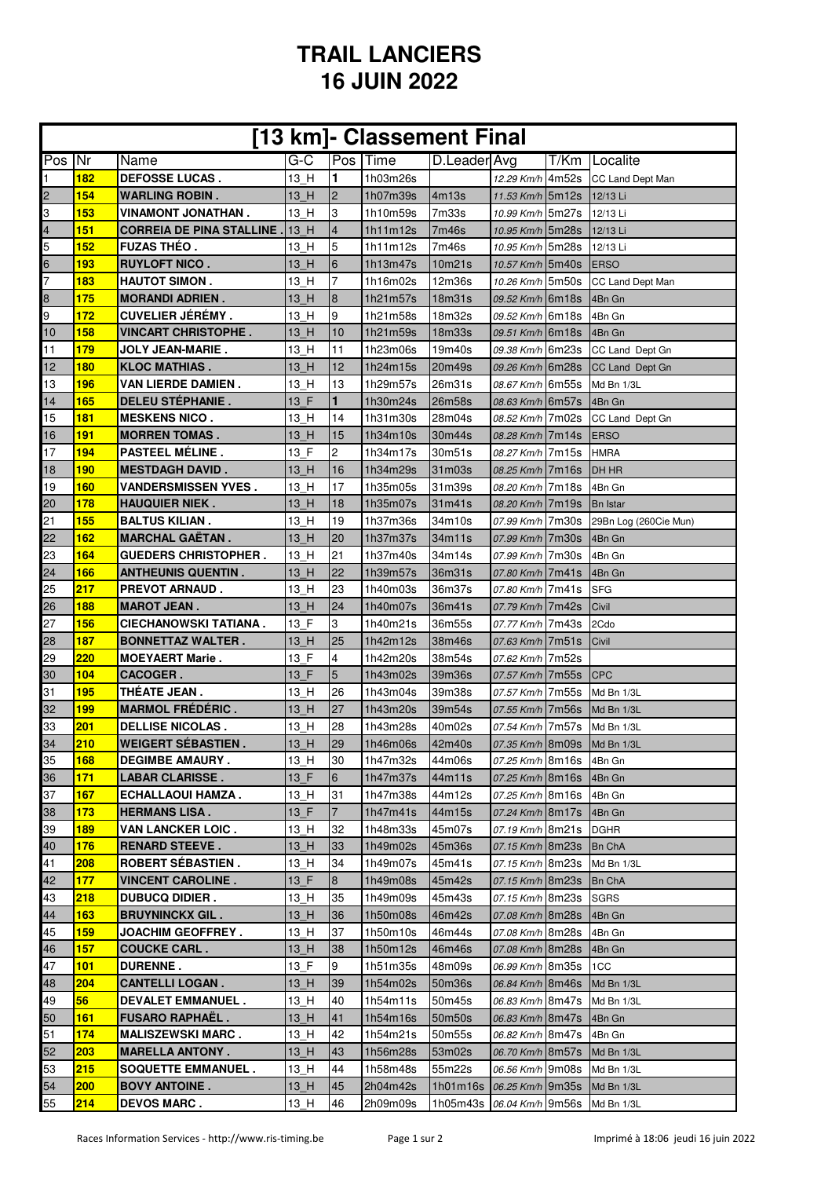# TRAIL LANCIERS
# 16 JUIN 2022

## [13 km]- Classement Final

| Pos | Nr | Name | G-C | Pos | Time | D.Leader | Avg | T/Km | Localite |
|---|---|---|---|---|---|---|---|---|---|
| 1 | 182 | DEFOSSE LUCAS . | 13_H | 1 | 1h03m26s | | 12.29 Km/h | 4m52s | CC Land Dept Man |
| 2 | 154 | WARLING ROBIN . | 13_H | 2 | 1h07m39s | 4m13s | 11.53 Km/h | 5m12s | 12/13 Li |
| 3 | 153 | VINAMONT JONATHAN . | 13_H | 3 | 1h10m59s | 7m33s | 10.99 Km/h | 5m27s | 12/13 Li |
| 4 | 151 | CORREIA DE PINA STALLINE . | 13_H | 4 | 1h11m12s | 7m46s | 10.95 Km/h | 5m28s | 12/13 Li |
| 5 | 152 | FUZAS THÉO . | 13_H | 5 | 1h11m12s | 7m46s | 10.95 Km/h | 5m28s | 12/13 Li |
| 6 | 193 | RUYLOFT NICO . | 13_H | 6 | 1h13m47s | 10m21s | 10.57 Km/h | 5m40s | ERSO |
| 7 | 183 | HAUTOT SIMON . | 13_H | 7 | 1h16m02s | 12m36s | 10.26 Km/h | 5m50s | CC Land Dept Man |
| 8 | 175 | MORANDI ADRIEN . | 13_H | 8 | 1h21m57s | 18m31s | 09.52 Km/h | 6m18s | 4Bn Gn |
| 9 | 172 | CUVELIER JÉRÉMY . | 13_H | 9 | 1h21m58s | 18m32s | 09.52 Km/h | 6m18s | 4Bn Gn |
| 10 | 158 | VINCART CHRISTOPHE . | 13_H | 10 | 1h21m59s | 18m33s | 09.51 Km/h | 6m18s | 4Bn Gn |
| 11 | 179 | JOLY JEAN-MARIE . | 13_H | 11 | 1h23m06s | 19m40s | 09.38 Km/h | 6m23s | CC Land Dept Gn |
| 12 | 180 | KLOC MATHIAS . | 13_H | 12 | 1h24m15s | 20m49s | 09.26 Km/h | 6m28s | CC Land Dept Gn |
| 13 | 196 | VAN LIERDE DAMIEN . | 13_H | 13 | 1h29m57s | 26m31s | 08.67 Km/h | 6m55s | Md Bn 1/3L |
| 14 | 165 | DELEU STÉPHANIE . | 13_F | 1 | 1h30m24s | 26m58s | 08.63 Km/h | 6m57s | 4Bn Gn |
| 15 | 181 | MESKENS NICO . | 13_H | 14 | 1h31m30s | 28m04s | 08.52 Km/h | 7m02s | CC Land Dept Gn |
| 16 | 191 | MORREN TOMAS . | 13_H | 15 | 1h34m10s | 30m44s | 08.28 Km/h | 7m14s | ERSO |
| 17 | 194 | PASTEEL MÉLINE . | 13_F | 2 | 1h34m17s | 30m51s | 08.27 Km/h | 7m15s | HMRA |
| 18 | 190 | MESTDAGH DAVID . | 13_H | 16 | 1h34m29s | 31m03s | 08.25 Km/h | 7m16s | DH HR |
| 19 | 160 | VANDERSMISSEN YVES . | 13_H | 17 | 1h35m05s | 31m39s | 08.20 Km/h | 7m18s | 4Bn Gn |
| 20 | 178 | HAUQUIER NIEK . | 13_H | 18 | 1h35m07s | 31m41s | 08.20 Km/h | 7m19s | Bn Istar |
| 21 | 155 | BALTUS KILIAN . | 13_H | 19 | 1h37m36s | 34m10s | 07.99 Km/h | 7m30s | 29Bn Log (260Cie Mun) |
| 22 | 162 | MARCHAL GAËTAN . | 13_H | 20 | 1h37m37s | 34m11s | 07.99 Km/h | 7m30s | 4Bn Gn |
| 23 | 164 | GUEDERS CHRISTOPHER . | 13_H | 21 | 1h37m40s | 34m14s | 07.99 Km/h | 7m30s | 4Bn Gn |
| 24 | 166 | ANTHEUNIS QUENTIN . | 13_H | 22 | 1h39m57s | 36m31s | 07.80 Km/h | 7m41s | 4Bn Gn |
| 25 | 217 | PREVOT ARNAUD . | 13_H | 23 | 1h40m03s | 36m37s | 07.80 Km/h | 7m41s | SFG |
| 26 | 188 | MAROT JEAN . | 13_H | 24 | 1h40m07s | 36m41s | 07.79 Km/h | 7m42s | Civil |
| 27 | 156 | CIECHANOWSKI TATIANA . | 13_F | 3 | 1h40m21s | 36m55s | 07.77 Km/h | 7m43s | 2Cdo |
| 28 | 187 | BONNETTAZ WALTER . | 13_H | 25 | 1h42m12s | 38m46s | 07.63 Km/h | 7m51s | Civil |
| 29 | 220 | MOEYAERT Marie . | 13_F | 4 | 1h42m20s | 38m54s | 07.62 Km/h | 7m52s | |
| 30 | 104 | CACOGER . | 13_F | 5 | 1h43m02s | 39m36s | 07.57 Km/h | 7m55s | CPC |
| 31 | 195 | THÉATE JEAN . | 13_H | 26 | 1h43m04s | 39m38s | 07.57 Km/h | 7m55s | Md Bn 1/3L |
| 32 | 199 | MARMOL FRÉDÉRIC . | 13_H | 27 | 1h43m20s | 39m54s | 07.55 Km/h | 7m56s | Md Bn 1/3L |
| 33 | 201 | DELLISE NICOLAS . | 13_H | 28 | 1h43m28s | 40m02s | 07.54 Km/h | 7m57s | Md Bn 1/3L |
| 34 | 210 | WEIGERT SÉBASTIEN . | 13_H | 29 | 1h46m06s | 42m40s | 07.35 Km/h | 8m09s | Md Bn 1/3L |
| 35 | 168 | DEGIMBE AMAURY . | 13_H | 30 | 1h47m32s | 44m06s | 07.25 Km/h | 8m16s | 4Bn Gn |
| 36 | 171 | LABAR CLARISSE . | 13_F | 6 | 1h47m37s | 44m11s | 07.25 Km/h | 8m16s | 4Bn Gn |
| 37 | 167 | ECHALLAOUI HAMZA . | 13_H | 31 | 1h47m38s | 44m12s | 07.25 Km/h | 8m16s | 4Bn Gn |
| 38 | 173 | HERMANS LISA . | 13_F | 7 | 1h47m41s | 44m15s | 07.24 Km/h | 8m17s | 4Bn Gn |
| 39 | 189 | VAN LANCKER LOIC . | 13_H | 32 | 1h48m33s | 45m07s | 07.19 Km/h | 8m21s | DGHR |
| 40 | 176 | RENARD STEEVE . | 13_H | 33 | 1h49m02s | 45m36s | 07.15 Km/h | 8m23s | Bn ChA |
| 41 | 208 | ROBERT SÉBASTIEN . | 13_H | 34 | 1h49m07s | 45m41s | 07.15 Km/h | 8m23s | Md Bn 1/3L |
| 42 | 177 | VINCENT CAROLINE . | 13_F | 8 | 1h49m08s | 45m42s | 07.15 Km/h | 8m23s | Bn ChA |
| 43 | 218 | DUBUCQ DIDIER . | 13_H | 35 | 1h49m09s | 45m43s | 07.15 Km/h | 8m23s | SGRS |
| 44 | 163 | BRUYNINCKX GIL . | 13_H | 36 | 1h50m08s | 46m42s | 07.08 Km/h | 8m28s | 4Bn Gn |
| 45 | 159 | JOACHIM GEOFFREY . | 13_H | 37 | 1h50m10s | 46m44s | 07.08 Km/h | 8m28s | 4Bn Gn |
| 46 | 157 | COUCKE CARL . | 13_H | 38 | 1h50m12s | 46m46s | 07.08 Km/h | 8m28s | 4Bn Gn |
| 47 | 101 | DURENNE . | 13_F | 9 | 1h51m35s | 48m09s | 06.99 Km/h | 8m35s | 1CC |
| 48 | 204 | CANTELLI LOGAN . | 13_H | 39 | 1h54m02s | 50m36s | 06.84 Km/h | 8m46s | Md Bn 1/3L |
| 49 | 56 | DEVALET EMMANUEL . | 13_H | 40 | 1h54m11s | 50m45s | 06.83 Km/h | 8m47s | Md Bn 1/3L |
| 50 | 161 | FUSARO RAPHAËL . | 13_H | 41 | 1h54m16s | 50m50s | 06.83 Km/h | 8m47s | 4Bn Gn |
| 51 | 174 | MALISZEWSKI MARC . | 13_H | 42 | 1h54m21s | 50m55s | 06.82 Km/h | 8m47s | 4Bn Gn |
| 52 | 203 | MARELLA ANTONY . | 13_H | 43 | 1h56m28s | 53m02s | 06.70 Km/h | 8m57s | Md Bn 1/3L |
| 53 | 215 | SOQUETTE EMMANUEL . | 13_H | 44 | 1h58m48s | 55m22s | 06.56 Km/h | 9m08s | Md Bn 1/3L |
| 54 | 200 | BOVY ANTOINE . | 13_H | 45 | 2h04m42s | 1h01m16s | 06.25 Km/h | 9m35s | Md Bn 1/3L |
| 55 | 214 | DEVOS MARC . | 13_H | 46 | 2h09m09s | 1h05m43s | 06.04 Km/h | 9m56s | Md Bn 1/3L |

Races Information Services - http://www.ris-timing.be

Imprimé à 18:06 jeudi 16 juin 2022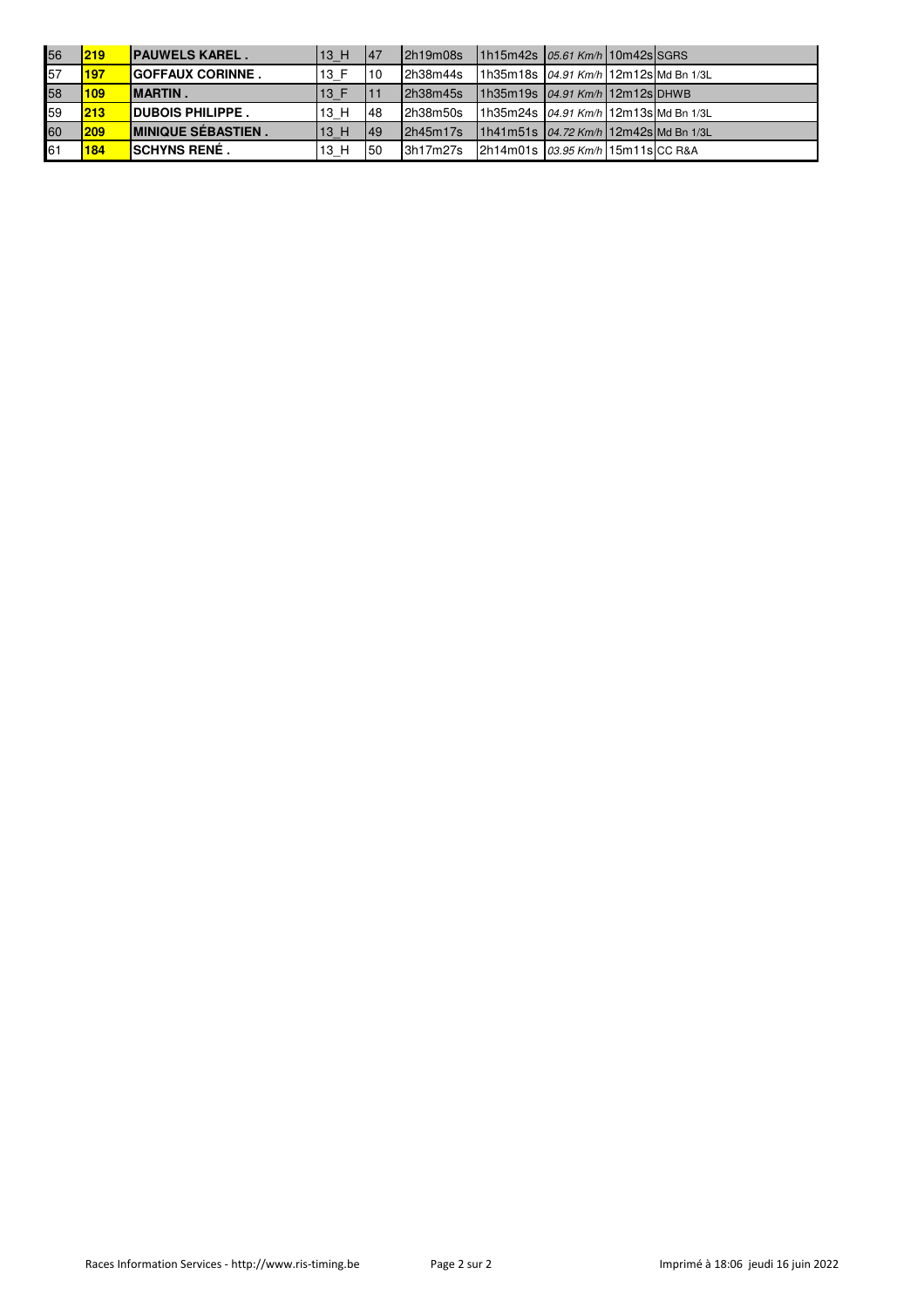| | | | | | | | | | |
|---|---|---|---|---|---|---|---|---|---|
| 56 | **219** | **PAUWELS KAREL .** | 13_H | 47 | 2h19m08s | 1h15m42s | *05.61 Km/h* | 10m42s | SGRS |
| 57 | **197** | **GOFFAUX CORINNE .** | 13_F | 10 | 2h38m44s | 1h35m18s | *04.91 Km/h* | 12m12s | Md Bn 1/3L |
| 58 | **109** | **MARTIN .** | 13_F | 11 | 2h38m45s | 1h35m19s | *04.91 Km/h* | 12m12s | DHWB |
| 59 | **213** | **DUBOIS PHILIPPE .** | 13_H | 48 | 2h38m50s | 1h35m24s | *04.91 Km/h* | 12m13s | Md Bn 1/3L |
| 60 | **209** | **MINIQUE SÉBASTIEN .** | 13_H | 49 | 2h45m17s | 1h41m51s | *04.72 Km/h* | 12m42s | Md Bn 1/3L |
| 61 | **184** | **SCHYNS RENÉ .** | 13_H | 50 | 3h17m27s | 2h14m01s | *03.95 Km/h* | 15m11s | CC R&A |

Races Information Services - http://www.ris-timing.be

Imprimé à 18:06 jeudi 16 juin 2022